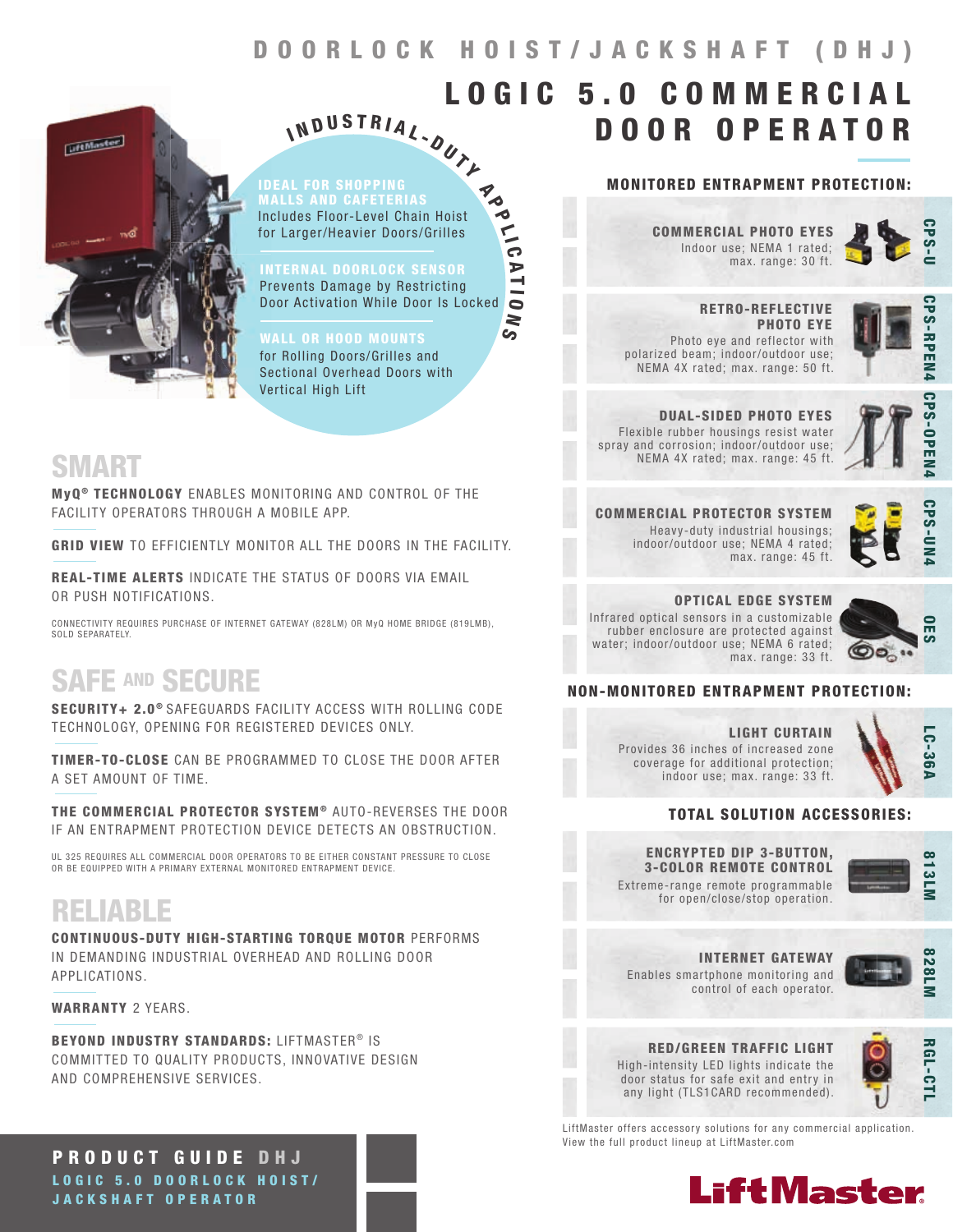# DOORLOCK HOIST/JACKSHAFT (DHJ)

# LOGIC 5.0 COMMERCIAL DOOR OPERATOR

**INDUSTRIAL-DUTY APPLICATIONS**

**IDEAL FOR SHOPPING MALLS AND CAFETERIAS**
Includes Floor-Level Chain Hoist for Larger/Heavier Doors/Grilles

**INTERNAL DOORLOCK SENSOR**
Prevents Damage by Restricting Door Activation While Door Is Locked

**WALL OR HOOD MOUNTS**
for Rolling Doors/Grilles and Sectional Overhead Doors with Vertical High Lift

## SMART

**MyQ® TECHNOLOGY** ENABLES MONITORING AND CONTROL OF THE FACILITY OPERATORS THROUGH A MOBILE APP.

**GRID VIEW** TO EFFICIENTLY MONITOR ALL THE DOORS IN THE FACILITY.

**REAL-TIME ALERTS** INDICATE THE STATUS OF DOORS VIA EMAIL OR PUSH NOTIFICATIONS.

CONNECTIVITY REQUIRES PURCHASE OF INTERNET GATEWAY (828LM) OR MyQ HOME BRIDGE (819LMB), SOLD SEPARATELY.

## SAFE AND SECURE

**SECURITY+ 2.0®** SAFEGUARDS FACILITY ACCESS WITH ROLLING CODE TECHNOLOGY, OPENING FOR REGISTERED DEVICES ONLY.

**TIMER-TO-CLOSE** CAN BE PROGRAMMED TO CLOSE THE DOOR AFTER A SET AMOUNT OF TIME.

**THE COMMERCIAL PROTECTOR SYSTEM®** AUTO-REVERSES THE DOOR IF AN ENTRAPMENT PROTECTION DEVICE DETECTS AN OBSTRUCTION.

UL 325 REQUIRES ALL COMMERCIAL DOOR OPERATORS TO BE EITHER CONSTANT PRESSURE TO CLOSE OR BE EQUIPPED WITH A PRIMARY EXTERNAL MONITORED ENTRAPMENT DEVICE.

## RELIABLE

**CONTINUOUS-DUTY HIGH-STARTING TORQUE MOTOR** PERFORMS IN DEMANDING INDUSTRIAL OVERHEAD AND ROLLING DOOR APPLICATIONS.

**WARRANTY** 2 YEARS.

**BEYOND INDUSTRY STANDARDS:** LIFTMASTER® IS COMMITTED TO QUALITY PRODUCTS, INNOVATIVE DESIGN AND COMPREHENSIVE SERVICES.

## MONITORED ENTRAPMENT PROTECTION:

**COMMERCIAL PHOTO EYES** — CPS-U
Indoor use; NEMA 1 rated; max. range: 30 ft.

**RETRO-REFLECTIVE PHOTO EYE** — CPS-RPEN4
Photo eye and reflector with polarized beam; indoor/outdoor use; NEMA 4X rated; max. range: 50 ft.

**DUAL-SIDED PHOTO EYES** — CPS-OPEN4
Flexible rubber housings resist water spray and corrosion; indoor/outdoor use; NEMA 4X rated; max. range: 45 ft.

**COMMERCIAL PROTECTOR SYSTEM** — CPS-UN4
Heavy-duty industrial housings; indoor/outdoor use; NEMA 4 rated; max. range: 45 ft.

**OPTICAL EDGE SYSTEM** — OES
Infrared optical sensors in a customizable rubber enclosure are protected against water; indoor/outdoor use; NEMA 6 rated; max. range: 33 ft.

## NON-MONITORED ENTRAPMENT PROTECTION:

**LIGHT CURTAIN** — LC-36A
Provides 36 inches of increased zone coverage for additional protection; indoor use; max. range: 33 ft.

## TOTAL SOLUTION ACCESSORIES:

**ENCRYPTED DIP 3-BUTTON, 3-COLOR REMOTE CONTROL** — 813LM
Extreme-range remote programmable for open/close/stop operation.

**INTERNET GATEWAY** — 828LM
Enables smartphone monitoring and control of each operator.

**RED/GREEN TRAFFIC LIGHT** — RGL-CTL
High-intensity LED lights indicate the door status for safe exit and entry in any light (TLS1CARD recommended).

LiftMaster offers accessory solutions for any commercial application. View the full product lineup at LiftMaster.com

**PRODUCT GUIDE DHJ**
**LOGIC 5.0 DOORLOCK HOIST/JACKSHAFT OPERATOR**

LiftMaster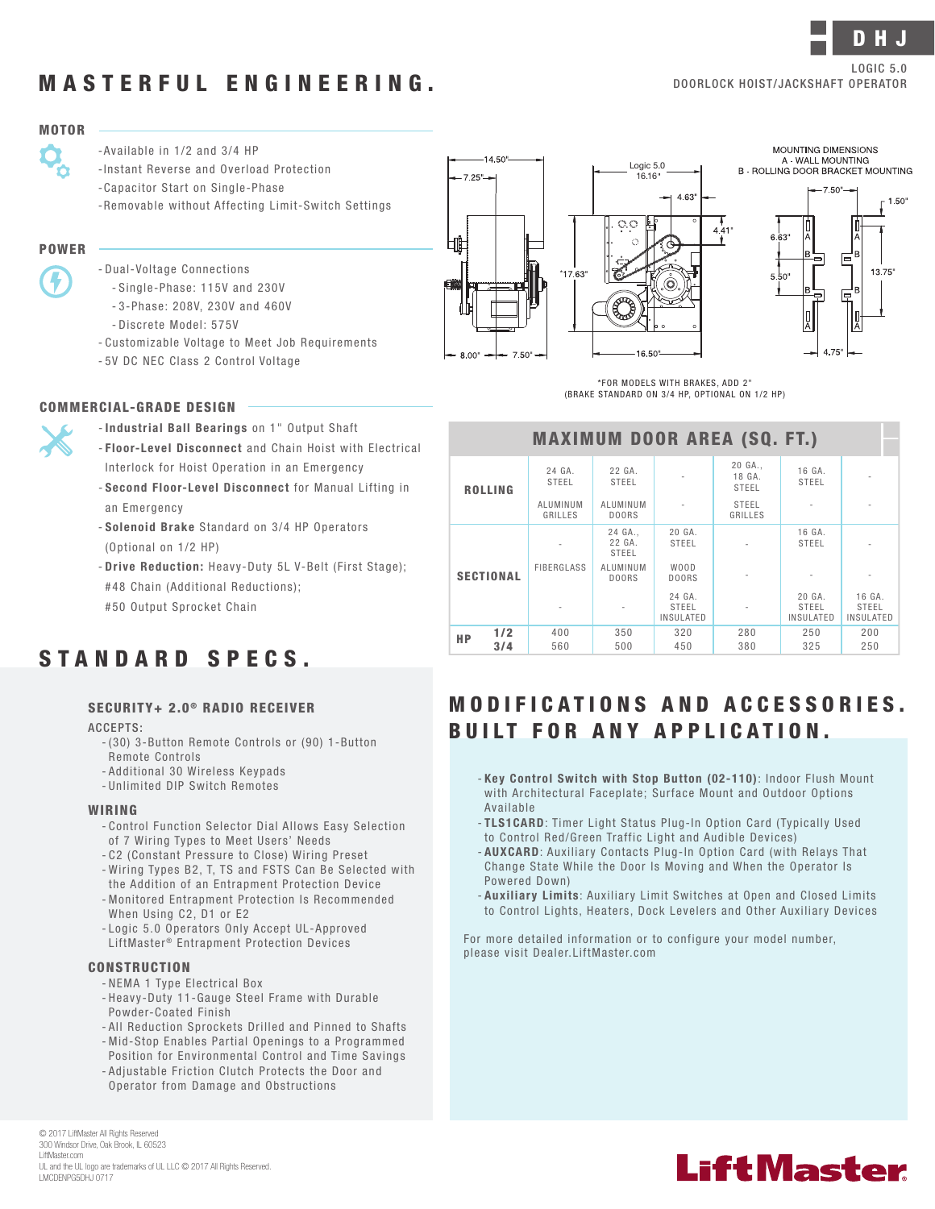# MASTERFUL ENGINEERING.

## MOTOR

- Available in 1/2 and 3/4 HP
- Instant Reverse and Overload Protection
- Capacitor Start on Single-Phase
- Removable without Affecting Limit-Switch Settings

## POWER

- Dual-Voltage Connections
  - Single-Phase: 115V and 230V
  - 3-Phase: 208V, 230V and 460V
  - Discrete Model: 575V
- Customizable Voltage to Meet Job Requirements
- 5V DC NEC Class 2 Control Voltage

## COMMERCIAL-GRADE DESIGN

- **Industrial Ball Bearings** on 1" Output Shaft
- **Floor-Level Disconnect** and Chain Hoist with Electrical Interlock for Hoist Operation in an Emergency
- **Second Floor-Level Disconnect** for Manual Lifting in an Emergency
- **Solenoid Brake** Standard on 3/4 HP Operators (Optional on 1/2 HP)
- **Drive Reduction:** Heavy-Duty 5L V-Belt (First Stage); #48 Chain (Additional Reductions); #50 Output Sprocket Chain

14.50"
7.25"
Logic 5.0
16.16"
4.63"
4.41"
*17.63"
8.00"
7.50"
16.50"

MOUNTING DIMENSIONS
A - WALL MOUNTING
B - ROLLING DOOR BRACKET MOUNTING
7.50"
1.50"
6.63"
5.50"
13.75"
4.75"

*FOR MODELS WITH BRAKES, ADD 2"
(BRAKE STANDARD ON 3/4 HP, OPTIONAL ON 1/2 HP)

## MAXIMUM DOOR AREA (SQ. FT.)

| | | | | | | |
|---|---|---|---|---|---|---|
| **ROLLING** | 24 GA. STEEL | 22 GA. STEEL | - | 20 GA., 18 GA. STEEL | 16 GA. STEEL | - |
| | ALUMINUM GRILLES | ALUMINUM DOORS | - | STEEL GRILLES | - | - |
| **SECTIONAL** | - | 24 GA., 22 GA. STEEL | 20 GA. STEEL | - | 16 GA. STEEL | - |
| | FIBERGLASS | ALUMINUM DOORS | WOOD DOORS | - | - | - |
| | - | - | 24 GA. STEEL INSULATED | - | 20 GA. STEEL INSULATED | 16 GA. STEEL INSULATED |
| **HP 1/2** | 400 | 350 | 320 | 280 | 250 | 200 |
| **HP 3/4** | 560 | 500 | 450 | 380 | 325 | 250 |

# STANDARD SPECS.

### SECURITY+ 2.0® RADIO RECEIVER

ACCEPTS:

- (30) 3-Button Remote Controls or (90) 1-Button Remote Controls
- Additional 30 Wireless Keypads
- Unlimited DIP Switch Remotes

### WIRING

- Control Function Selector Dial Allows Easy Selection of 7 Wiring Types to Meet Users' Needs
- C2 (Constant Pressure to Close) Wiring Preset
- Wiring Types B2, T, TS and FSTS Can Be Selected with the Addition of an Entrapment Protection Device
- Monitored Entrapment Protection Is Recommended When Using C2, D1 or E2
- Logic 5.0 Operators Only Accept UL-Approved LiftMaster® Entrapment Protection Devices

### CONSTRUCTION

- NEMA 1 Type Electrical Box
- Heavy-Duty 11-Gauge Steel Frame with Durable Powder-Coated Finish
- All Reduction Sprockets Drilled and Pinned to Shafts
- Mid-Stop Enables Partial Openings to a Programmed Position for Environmental Control and Time Savings
- Adjustable Friction Clutch Protects the Door and Operator from Damage and Obstructions

# MODIFICATIONS AND ACCESSORIES. BUILT FOR ANY APPLICATION.

- **Key Control Switch with Stop Button (02-110)**: Indoor Flush Mount with Architectural Faceplate; Surface Mount and Outdoor Options Available
- **TLS1CARD**: Timer Light Status Plug-In Option Card (Typically Used to Control Red/Green Traffic Light and Audible Devices)
- **AUXCARD**: Auxiliary Contacts Plug-In Option Card (with Relays That Change State While the Door Is Moving and When the Operator Is Powered Down)
- **Auxiliary Limits**: Auxiliary Limit Switches at Open and Closed Limits to Control Lights, Heaters, Dock Levelers and Other Auxiliary Devices

For more detailed information or to configure your model number, please visit Dealer.LiftMaster.com

© 2017 LiftMaster All Rights Reserved
300 Windsor Drive, Oak Brook, IL 60523
LiftMaster.com
UL and the UL logo are trademarks of UL LLC © 2017 All Rights Reserved.
LMCDENPG5DHJ 0717

LiftMaster®